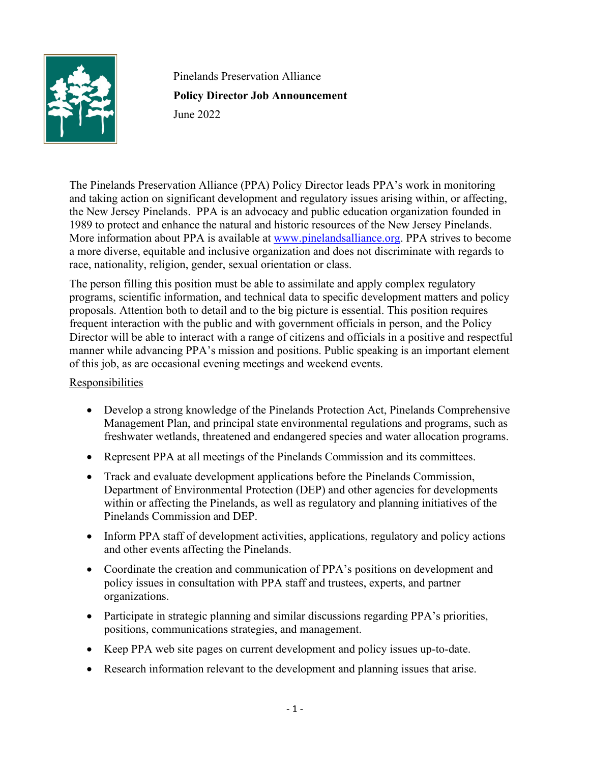Pinelands Preservation Alliance

**Policy Director Job Announcement**

June 2022

The Pinelands Preservation Alliance (PPA) Policy Director leads PPA's work in monitoring and taking action on significant development and regulatory issues arising within, or affecting, the New Jersey Pinelands. PPA is an advocacy and public education organization founded in 1989 to protect and enhance the natural and historic resources of the New Jersey Pinelands. More information about PPA is available at [www.pinelandsalliance.org](http://www.pinelandsalliance.org). PPA strives to become a more diverse, equitable and inclusive organization and does not discriminate with regards to race, nationality, religion, gender, sexual orientation or class.

The person filling this position must be able to assimilate and apply complex regulatory programs, scientific information, and technical data to specific development matters and policy proposals. Attention both to detail and to the big picture is essential. This position requires frequent interaction with the public and with government officials in person, and the Policy Director will be able to interact with a range of citizens and officials in a positive and respectful manner while advancing PPA's mission and positions. Public speaking is an important element of this job, as are occasional evening meetings and weekend events.

<u>Responsibilities</u>

- Develop a strong knowledge of the Pinelands Protection Act, Pinelands Comprehensive Management Plan, and principal state environmental regulations and programs, such as freshwater wetlands, threatened and endangered species and water allocation programs.
- Represent PPA at all meetings of the Pinelands Commission and its committees.
- Track and evaluate development applications before the Pinelands Commission, Department of Environmental Protection (DEP) and other agencies for developments within or affecting the Pinelands, as well as regulatory and planning initiatives of the Pinelands Commission and DEP.
- Inform PPA staff of development activities, applications, regulatory and policy actions and other events affecting the Pinelands.
- Coordinate the creation and communication of PPA's positions on development and policy issues in consultation with PPA staff and trustees, experts, and partner organizations.
- Participate in strategic planning and similar discussions regarding PPA's priorities, positions, communications strategies, and management.
- Keep PPA web site pages on current development and policy issues up-to-date.
- Research information relevant to the development and planning issues that arise.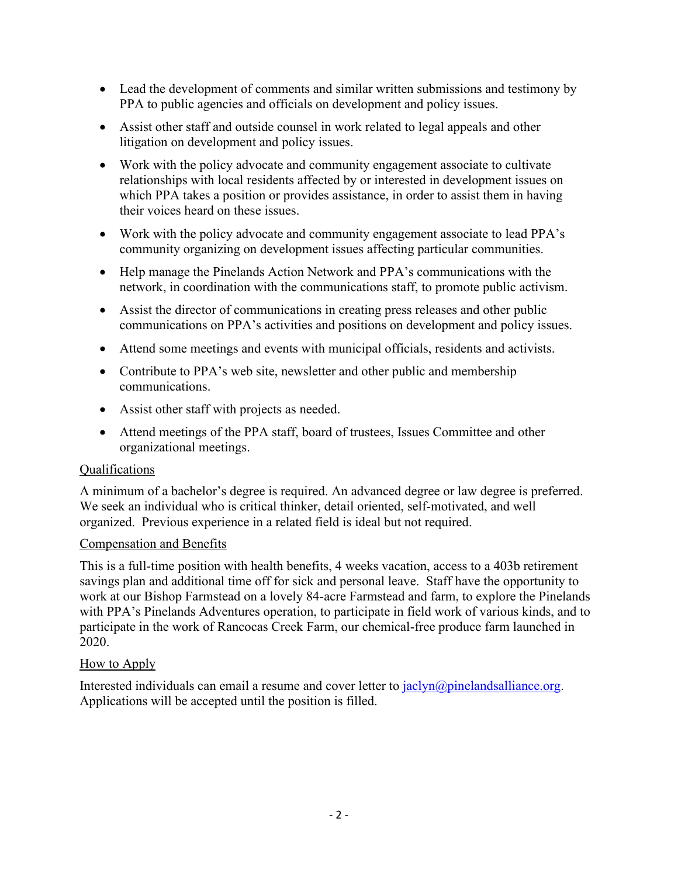- Lead the development of comments and similar written submissions and testimony by PPA to public agencies and officials on development and policy issues.
- Assist other staff and outside counsel in work related to legal appeals and other litigation on development and policy issues.
- Work with the policy advocate and community engagement associate to cultivate relationships with local residents affected by or interested in development issues on which PPA takes a position or provides assistance, in order to assist them in having their voices heard on these issues.
- Work with the policy advocate and community engagement associate to lead PPA's community organizing on development issues affecting particular communities.
- Help manage the Pinelands Action Network and PPA's communications with the network, in coordination with the communications staff, to promote public activism.
- Assist the director of communications in creating press releases and other public communications on PPA's activities and positions on development and policy issues.
- Attend some meetings and events with municipal officials, residents and activists.
- Contribute to PPA's web site, newsletter and other public and membership communications.
- Assist other staff with projects as needed.
- Attend meetings of the PPA staff, board of trustees, Issues Committee and other organizational meetings.

<u>Qualifications</u>

A minimum of a bachelor's degree is required. An advanced degree or law degree is preferred. We seek an individual who is critical thinker, detail oriented, self-motivated, and well organized. Previous experience in a related field is ideal but not required.

<u>Compensation and Benefits</u>

This is a full-time position with health benefits, 4 weeks vacation, access to a 403b retirement savings plan and additional time off for sick and personal leave. Staff have the opportunity to work at our Bishop Farmstead on a lovely 84-acre Farmstead and farm, to explore the Pinelands with PPA's Pinelands Adventures operation, to participate in field work of various kinds, and to participate in the work of Rancocas Creek Farm, our chemical-free produce farm launched in 2020.

<u>How to Apply</u>

Interested individuals can email a resume and cover letter to jaclyn@pinelandsalliance.org. Applications will be accepted until the position is filled.